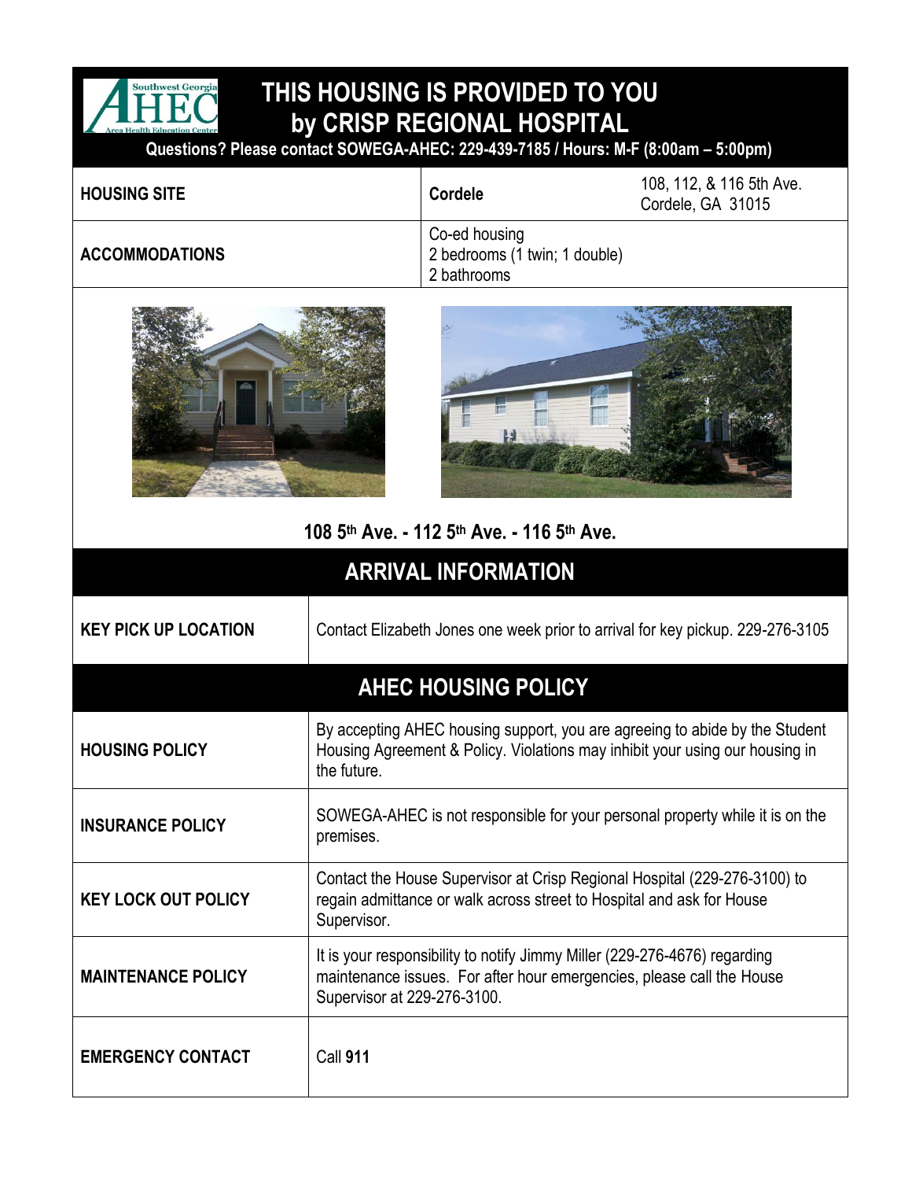# THIS HOUSING IS PROVIDED TO YOU by CRISP REGIONAL HOSPITAL

**Questions? Please contact SOWEGA-AHEC: 229-439-7185 / Hours: M-F (8:00am – 5:00pm)**

| | | |
|---|---|---|
| **HOUSING SITE** | **Cordele** | 108, 112, & 116 5th Ave. Cordele, GA 31015 |
| **ACCOMMODATIONS** | Co-ed housing<br>2 bedrooms (1 twin; 1 double)<br>2 bathrooms | |

**108 5th Ave. - 112 5th Ave. - 116 5th Ave.**

## ARRIVAL INFORMATION

| | |
|---|---|
| **KEY PICK UP LOCATION** | Contact Elizabeth Jones one week prior to arrival for key pickup. 229-276-3105 |

## AHEC HOUSING POLICY

| | |
|---|---|
| **HOUSING POLICY** | By accepting AHEC housing support, you are agreeing to abide by the Student Housing Agreement & Policy. Violations may inhibit your using our housing in the future. |
| **INSURANCE POLICY** | SOWEGA-AHEC is not responsible for your personal property while it is on the premises. |
| **KEY LOCK OUT POLICY** | Contact the House Supervisor at Crisp Regional Hospital (229-276-3100) to regain admittance or walk across street to Hospital and ask for House Supervisor. |
| **MAINTENANCE POLICY** | It is your responsibility to notify Jimmy Miller (229-276-4676) regarding maintenance issues. For after hour emergencies, please call the House Supervisor at 229-276-3100. |
| **EMERGENCY CONTACT** | Call **911** |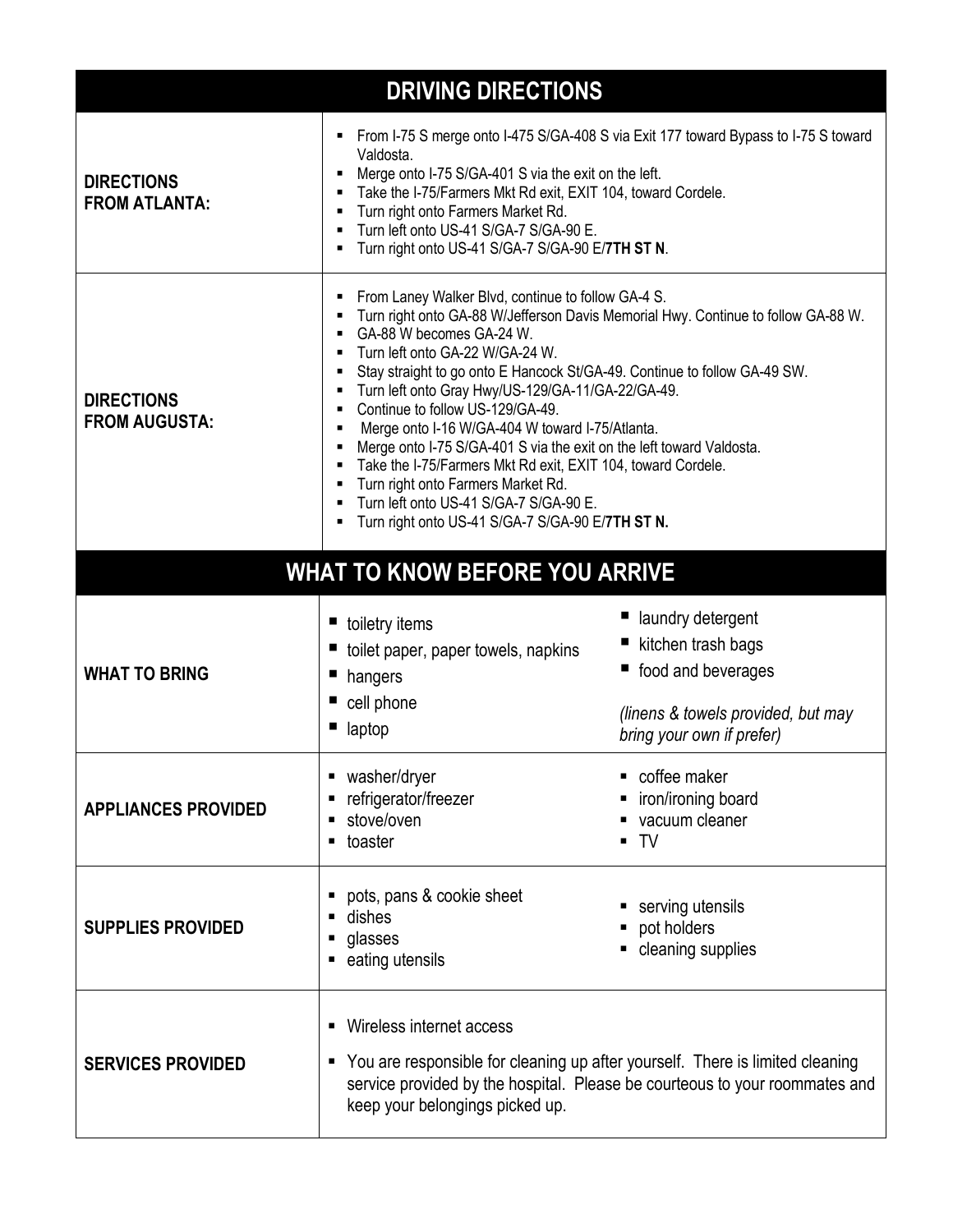## DRIVING DIRECTIONS

| | |
|---|---|
| **DIRECTIONS FROM ATLANTA:** | ▪ From I-75 S merge onto I-475 S/GA-408 S via Exit 177 toward Bypass to I-75 S toward Valdosta.<br>▪ Merge onto I-75 S/GA-401 S via the exit on the left.<br>▪ Take the I-75/Farmers Mkt Rd exit, EXIT 104, toward Cordele.<br>▪ Turn right onto Farmers Market Rd.<br>▪ Turn left onto US-41 S/GA-7 S/GA-90 E.<br>▪ Turn right onto US-41 S/GA-7 S/GA-90 E/**7TH ST N**. |
| **DIRECTIONS FROM AUGUSTA:** | ▪ From Laney Walker Blvd, continue to follow GA-4 S.<br>▪ Turn right onto GA-88 W/Jefferson Davis Memorial Hwy. Continue to follow GA-88 W.<br>▪ GA-88 W becomes GA-24 W.<br>▪ Turn left onto GA-22 W/GA-24 W.<br>▪ Stay straight to go onto E Hancock St/GA-49. Continue to follow GA-49 SW.<br>▪ Turn left onto Gray Hwy/US-129/GA-11/GA-22/GA-49.<br>▪ Continue to follow US-129/GA-49.<br>▪ Merge onto I-16 W/GA-404 W toward I-75/Atlanta.<br>▪ Merge onto I-75 S/GA-401 S via the exit on the left toward Valdosta.<br>▪ Take the I-75/Farmers Mkt Rd exit, EXIT 104, toward Cordele.<br>▪ Turn right onto Farmers Market Rd.<br>▪ Turn left onto US-41 S/GA-7 S/GA-90 E.<br>▪ Turn right onto US-41 S/GA-7 S/GA-90 E/**7TH ST N.** |

## WHAT TO KNOW BEFORE YOU ARRIVE

| | | |
|---|---|---|
| **WHAT TO BRING** | ▪ toiletry items<br>▪ toilet paper, paper towels, napkins<br>▪ hangers<br>▪ cell phone<br>▪ laptop | ▪ laundry detergent<br>▪ kitchen trash bags<br>▪ food and beverages<br><br>*(linens & towels provided, but may bring your own if prefer)* |
| **APPLIANCES PROVIDED** | ▪ washer/dryer<br>▪ refrigerator/freezer<br>▪ stove/oven<br>▪ toaster | ▪ coffee maker<br>▪ iron/ironing board<br>▪ vacuum cleaner<br>▪ TV |
| **SUPPLIES PROVIDED** | ▪ pots, pans & cookie sheet<br>▪ dishes<br>▪ glasses<br>▪ eating utensils | ▪ serving utensils<br>▪ pot holders<br>▪ cleaning supplies |
| **SERVICES PROVIDED** | ▪ Wireless internet access<br>▪ You are responsible for cleaning up after yourself. There is limited cleaning service provided by the hospital. Please be courteous to your roommates and keep your belongings picked up. | |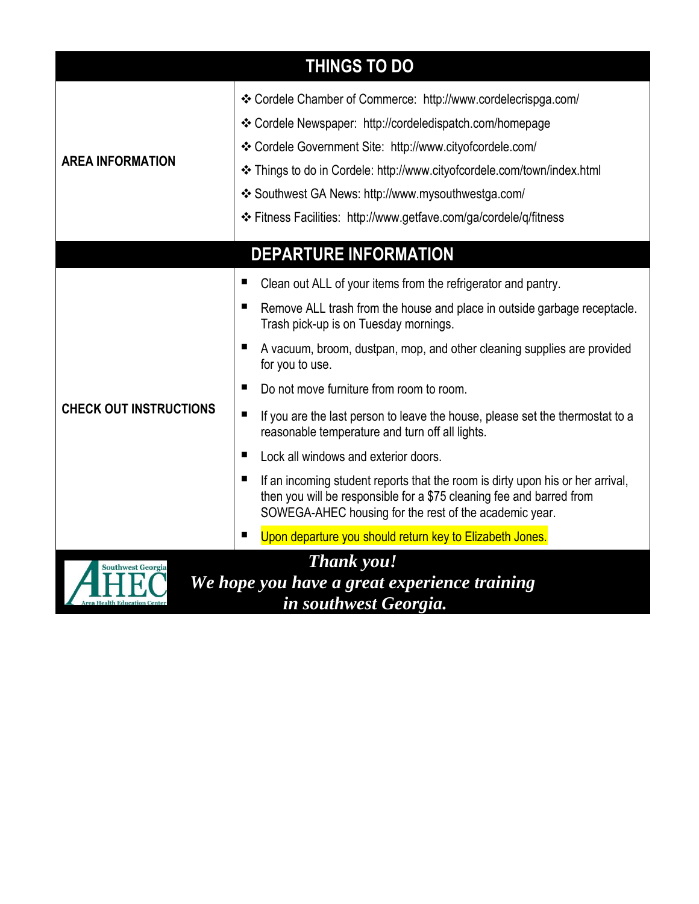## THINGS TO DO

| | |
|---|---|
| **AREA INFORMATION** | ❖ Cordele Chamber of Commerce: http://www.cordelecrispga.com/<br>❖ Cordele Newspaper: http://cordeledispatch.com/homepage<br>❖ Cordele Government Site: http://www.cityofcordele.com/<br>❖ Things to do in Cordele: http://www.cityofcordele.com/town/index.html<br>❖ Southwest GA News: http://www.mysouthwestga.com/<br>❖ Fitness Facilities: http://www.getfave.com/ga/cordele/q/fitness |

## DEPARTURE INFORMATION

| | |
|---|---|
| **CHECK OUT INSTRUCTIONS** | ▪ Clean out ALL of your items from the refrigerator and pantry.<br>▪ Remove ALL trash from the house and place in outside garbage receptacle. Trash pick-up is on Tuesday mornings.<br>▪ A vacuum, broom, dustpan, mop, and other cleaning supplies are provided for you to use.<br>▪ Do not move furniture from room to room.<br>▪ If you are the last person to leave the house, please set the thermostat to a reasonable temperature and turn off all lights.<br>▪ Lock all windows and exterior doors.<br>▪ If an incoming student reports that the room is dirty upon his or her arrival, then you will be responsible for a $75 cleaning fee and barred from SOWEGA-AHEC housing for the rest of the academic year.<br>▪ Upon departure you should return key to Elizabeth Jones. |

Southwest Georgia AHEC Area Health Education Center

***Thank you!***
***We hope you have a great experience training in southwest Georgia.***